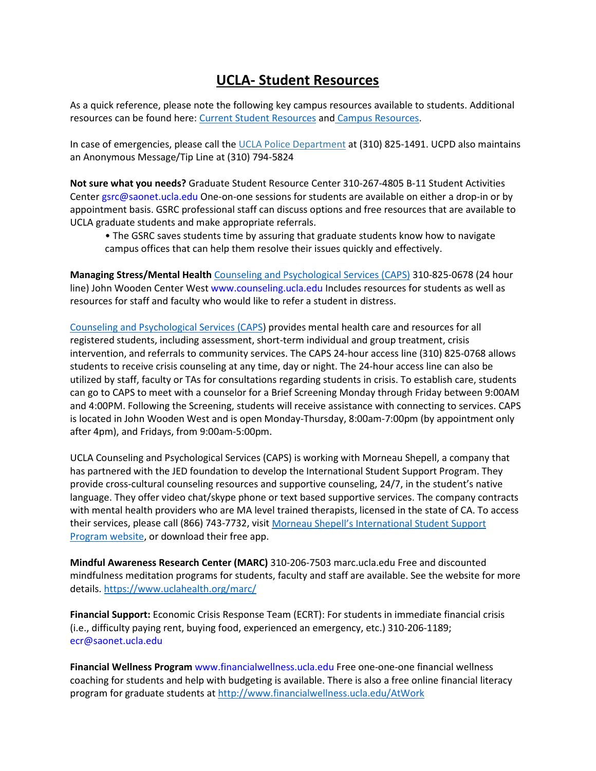# UCLA- Student Resources

As a quick reference, please note the following key campus resources available to students. Additional resources can be found here: Current Student Resources and Campus Resources.

In case of emergencies, please call the UCLA Police Department at (310) 825-1491. UCPD also maintains an Anonymous Message/Tip Line at (310) 794-5824

**Not sure what you needs?** Graduate Student Resource Center 310-267-4805 B-11 Student Activities Center gsrc@saonet.ucla.edu One-on-one sessions for students are available on either a drop-in or by appointment basis. GSRC professional staff can discuss options and free resources that are available to UCLA graduate students and make appropriate referrals.

- The GSRC saves students time by assuring that graduate students know how to navigate campus offices that can help them resolve their issues quickly and effectively.

**Managing Stress/Mental Health** Counseling and Psychological Services (CAPS) 310-825-0678 (24 hour line) John Wooden Center West www.counseling.ucla.edu Includes resources for students as well as resources for staff and faculty who would like to refer a student in distress.

Counseling and Psychological Services (CAPS) provides mental health care and resources for all registered students, including assessment, short-term individual and group treatment, crisis intervention, and referrals to community services. The CAPS 24-hour access line (310) 825-0768 allows students to receive crisis counseling at any time, day or night. The 24-hour access line can also be utilized by staff, faculty or TAs for consultations regarding students in crisis. To establish care, students can go to CAPS to meet with a counselor for a Brief Screening Monday through Friday between 9:00AM and 4:00PM. Following the Screening, students will receive assistance with connecting to services. CAPS is located in John Wooden West and is open Monday-Thursday, 8:00am-7:00pm (by appointment only after 4pm), and Fridays, from 9:00am-5:00pm.

UCLA Counseling and Psychological Services (CAPS) is working with Morneau Shepell, a company that has partnered with the JED foundation to develop the International Student Support Program. They provide cross-cultural counseling resources and supportive counseling, 24/7, in the student's native language. They offer video chat/skype phone or text based supportive services. The company contracts with mental health providers who are MA level trained therapists, licensed in the state of CA. To access their services, please call (866) 743-7732, visit Morneau Shepell's International Student Support Program website, or download their free app.

**Mindful Awareness Research Center (MARC)** 310-206-7503 marc.ucla.edu Free and discounted mindfulness meditation programs for students, faculty and staff are available. See the website for more details. https://www.uclahealth.org/marc/

**Financial Support:** Economic Crisis Response Team (ECRT): For students in immediate financial crisis (i.e., difficulty paying rent, buying food, experienced an emergency, etc.) 310-206-1189; ecr@saonet.ucla.edu

**Financial Wellness Program** www.financialwellness.ucla.edu Free one-one-one financial wellness coaching for students and help with budgeting is available. There is also a free online financial literacy program for graduate students at http://www.financialwellness.ucla.edu/AtWork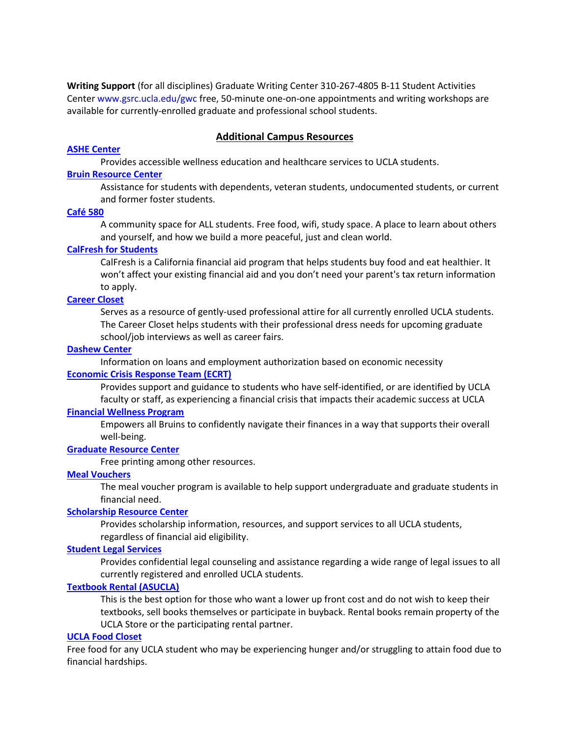**Writing Support** (for all disciplines) Graduate Writing Center 310-267-4805 B-11 Student Activities Center www.gsrc.ucla.edu/gwc free, 50-minute one-on-one appointments and writing workshops are available for currently-enrolled graduate and professional school students.

## Additional Campus Resources

**ASHE Center**

Provides accessible wellness education and healthcare services to UCLA students.

**Bruin Resource Center**

Assistance for students with dependents, veteran students, undocumented students, or current and former foster students.

**Café 580**

A community space for ALL students. Free food, wifi, study space. A place to learn about others and yourself, and how we build a more peaceful, just and clean world.

**CalFresh for Students**

CalFresh is a California financial aid program that helps students buy food and eat healthier. It won't affect your existing financial aid and you don't need your parent's tax return information to apply.

**Career Closet**

Serves as a resource of gently-used professional attire for all currently enrolled UCLA students. The Career Closet helps students with their professional dress needs for upcoming graduate school/job interviews as well as career fairs.

**Dashew Center**

Information on loans and employment authorization based on economic necessity

**Economic Crisis Response Team (ECRT)**

Provides support and guidance to students who have self-identified, or are identified by UCLA faculty or staff, as experiencing a financial crisis that impacts their academic success at UCLA

**Financial Wellness Program**

Empowers all Bruins to confidently navigate their finances in a way that supports their overall well-being.

**Graduate Resource Center**

Free printing among other resources.

**Meal Vouchers**

The meal voucher program is available to help support undergraduate and graduate students in financial need.

**Scholarship Resource Center**

Provides scholarship information, resources, and support services to all UCLA students, regardless of financial aid eligibility.

**Student Legal Services**

Provides confidential legal counseling and assistance regarding a wide range of legal issues to all currently registered and enrolled UCLA students.

**Textbook Rental (ASUCLA)**

This is the best option for those who want a lower up front cost and do not wish to keep their textbooks, sell books themselves or participate in buyback. Rental books remain property of the UCLA Store or the participating rental partner.

**UCLA Food Closet**

Free food for any UCLA student who may be experiencing hunger and/or struggling to attain food due to financial hardships.